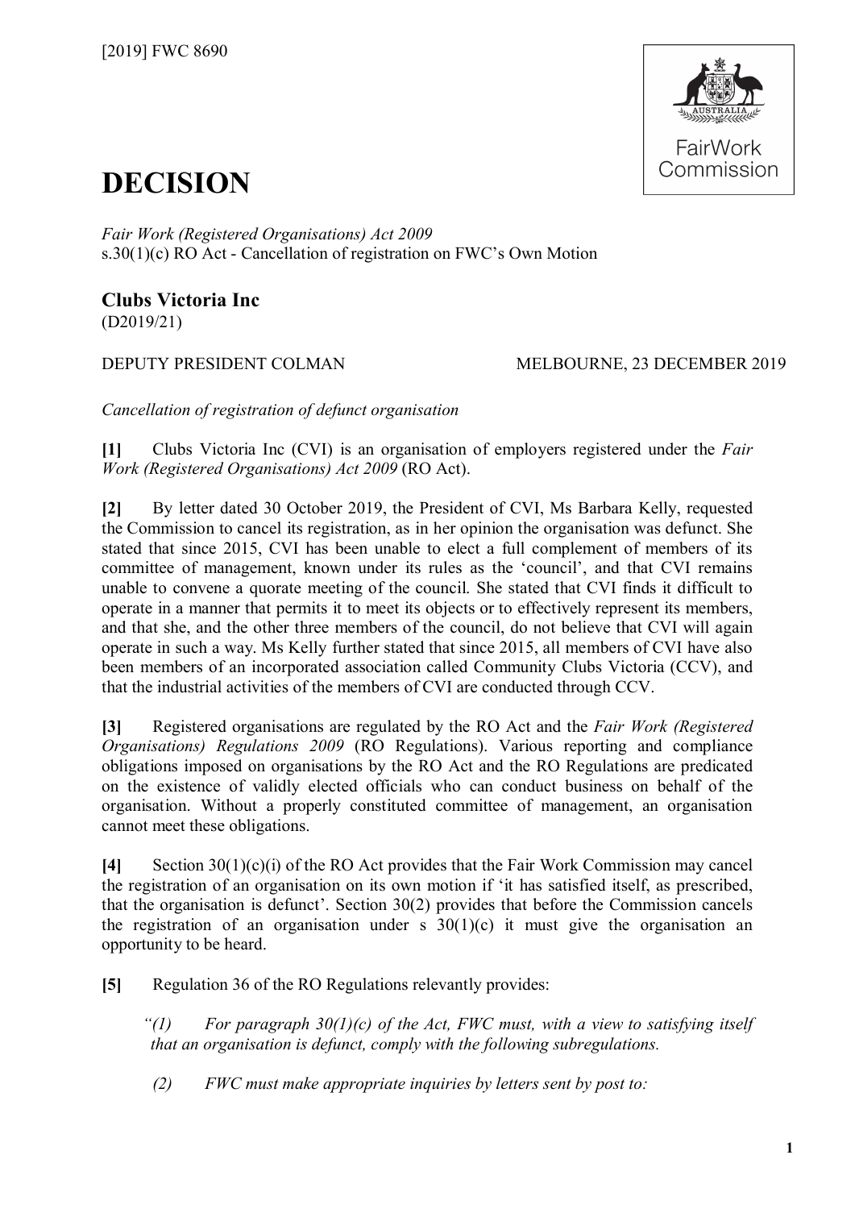[2019] FWC 8690

# DECISION

*Fair Work (Registered Organisations) Act 2009*
s.30(1)(c) RO Act - Cancellation of registration on FWC's Own Motion

**Clubs Victoria Inc**
(D2019/21)

DEPUTY PRESIDENT COLMAN MELBOURNE, 23 DECEMBER 2019

*Cancellation of registration of defunct organisation*

**[1]** Clubs Victoria Inc (CVI) is an organisation of employers registered under the *Fair Work (Registered Organisations) Act 2009* (RO Act).

**[2]** By letter dated 30 October 2019, the President of CVI, Ms Barbara Kelly, requested the Commission to cancel its registration, as in her opinion the organisation was defunct. She stated that since 2015, CVI has been unable to elect a full complement of members of its committee of management, known under its rules as the 'council', and that CVI remains unable to convene a quorate meeting of the council. She stated that CVI finds it difficult to operate in a manner that permits it to meet its objects or to effectively represent its members, and that she, and the other three members of the council, do not believe that CVI will again operate in such a way. Ms Kelly further stated that since 2015, all members of CVI have also been members of an incorporated association called Community Clubs Victoria (CCV), and that the industrial activities of the members of CVI are conducted through CCV.

**[3]** Registered organisations are regulated by the RO Act and the *Fair Work (Registered Organisations) Regulations 2009* (RO Regulations). Various reporting and compliance obligations imposed on organisations by the RO Act and the RO Regulations are predicated on the existence of validly elected officials who can conduct business on behalf of the organisation. Without a properly constituted committee of management, an organisation cannot meet these obligations.

**[4]** Section 30(1)(c)(i) of the RO Act provides that the Fair Work Commission may cancel the registration of an organisation on its own motion if 'it has satisfied itself, as prescribed, that the organisation is defunct'. Section 30(2) provides that before the Commission cancels the registration of an organisation under s 30(1)(c) it must give the organisation an opportunity to be heard.

**[5]** Regulation 36 of the RO Regulations relevantly provides:

> *"(1) For paragraph 30(1)(c) of the Act, FWC must, with a view to satisfying itself that an organisation is defunct, comply with the following subregulations.*
>
> *(2) FWC must make appropriate inquiries by letters sent by post to:*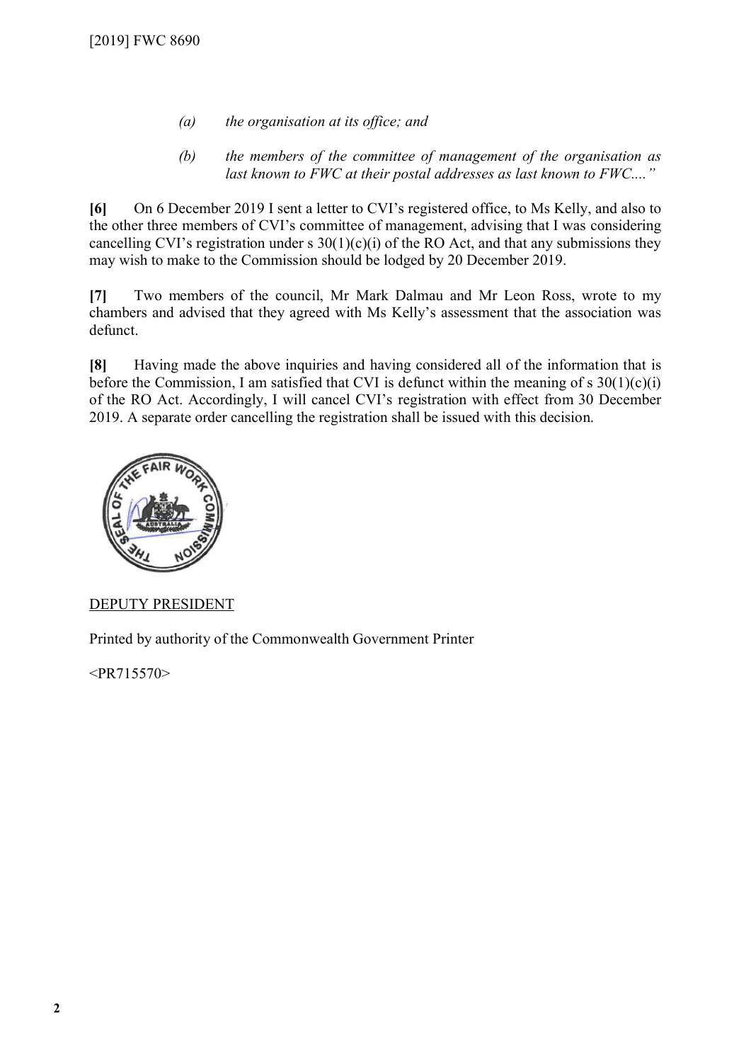> *(a) the organisation at its office; and*
>
> *(b) the members of the committee of management of the organisation as last known to FWC at their postal addresses as last known to FWC...."*

**[6]** On 6 December 2019 I sent a letter to CVI's registered office, to Ms Kelly, and also to the other three members of CVI's committee of management, advising that I was considering cancelling CVI's registration under s 30(1)(c)(i) of the RO Act, and that any submissions they may wish to make to the Commission should be lodged by 20 December 2019.

**[7]** Two members of the council, Mr Mark Dalmau and Mr Leon Ross, wrote to my chambers and advised that they agreed with Ms Kelly's assessment that the association was defunct.

**[8]** Having made the above inquiries and having considered all of the information that is before the Commission, I am satisfied that CVI is defunct within the meaning of s 30(1)(c)(i) of the RO Act. Accordingly, I will cancel CVI's registration with effect from 30 December 2019. A separate order cancelling the registration shall be issued with this decision.

DEPUTY PRESIDENT

Printed by authority of the Commonwealth Government Printer

<PR715570>